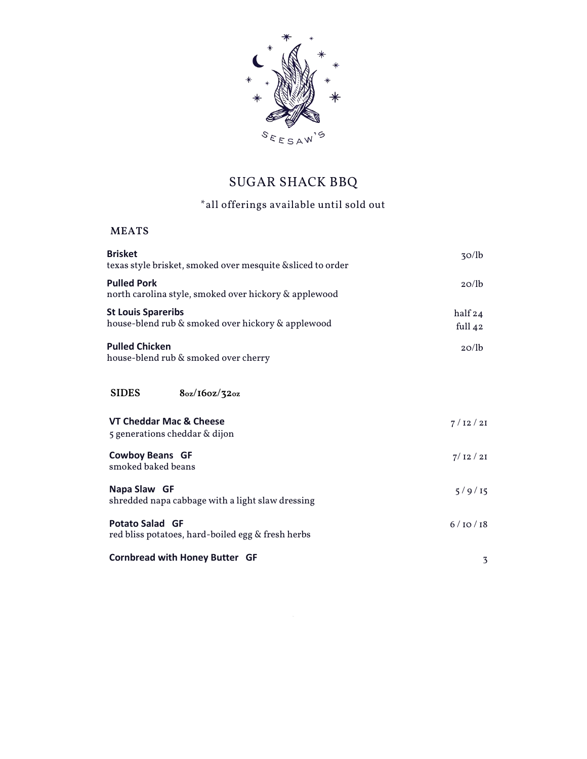SEESAW'S

# SUGAR SHACK BBQ

*all offerings available until sold out

## MEATS

**Brisket** — 30/lb
texas style brisket, smoked over mesquite &sliced to order

**Pulled Pork** — 20/lb
north carolina style, smoked over hickory & applewood

**St Louis Spareribs** — half 24 / full 42
house-blend rub & smoked over hickory & applewood

**Pulled Chicken** — 20/lb
house-blend rub & smoked over cherry

## SIDES 8oz/16oz/32oz

**VT Cheddar Mac & Cheese** — 7 / 12 / 21
5 generations cheddar & dijon

**Cowboy Beans GF** — 7/ 12 / 21
smoked baked beans

**Napa Slaw GF** — 5 / 9 / 15
shredded napa cabbage with a light slaw dressing

**Potato Salad GF** — 6 / 10 / 18
red bliss potatoes, hard-boiled egg & fresh herbs

**Cornbread with Honey Butter GF** — 3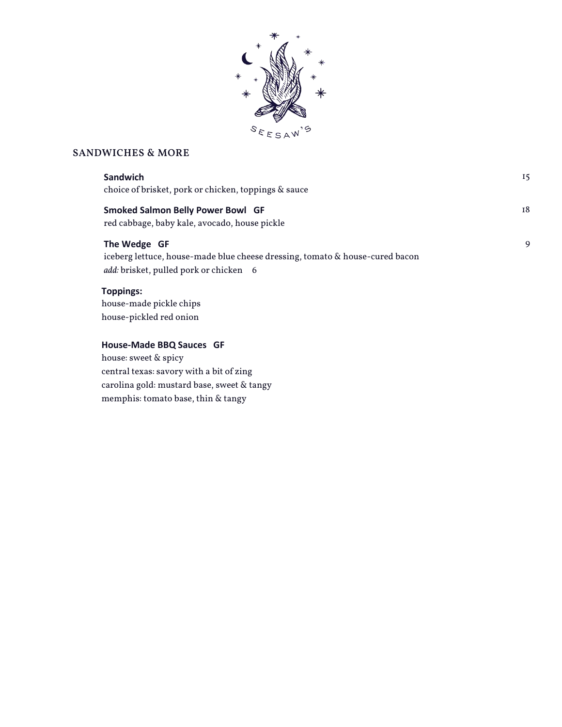SEESAW'S

## SANDWICHES & MORE

**Sandwich** 15
choice of brisket, pork or chicken, toppings & sauce

**Smoked Salmon Belly Power Bowl GF** 18
red cabbage, baby kale, avocado, house pickle

**The Wedge GF** 9
iceberg lettuce, house-made blue cheese dressing, tomato & house-cured bacon
*add:* brisket, pulled pork or chicken 6

**Toppings:**
house-made pickle chips
house-pickled red onion

**House-Made BBQ Sauces GF**
house: sweet & spicy
central texas: savory with a bit of zing
carolina gold: mustard base, sweet & tangy
memphis: tomato base, thin & tangy